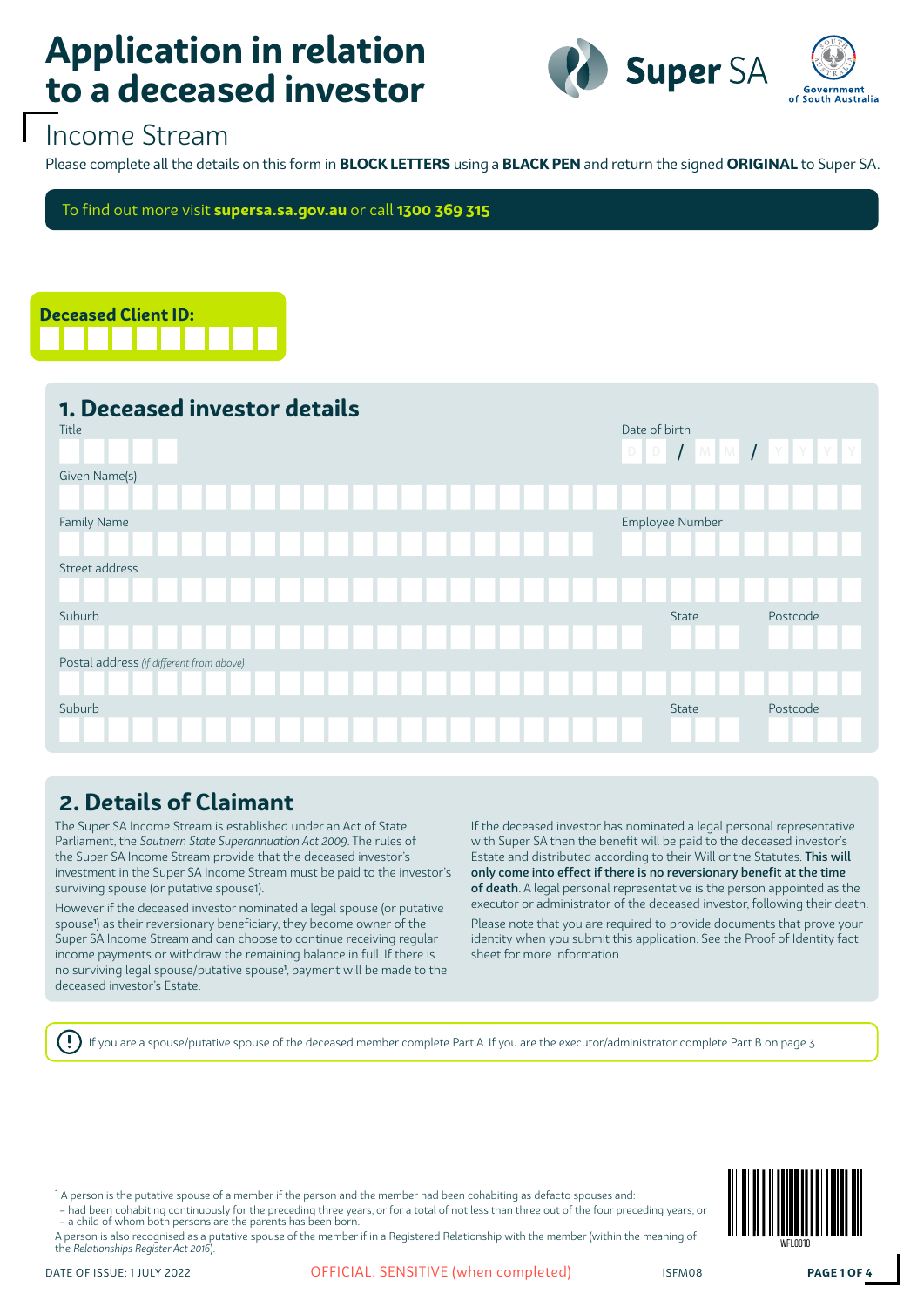# Application in relation to a deceased investor

Super SA | Government of South Australia

## Income Stream

Please complete all the details on this form in **BLOCK LETTERS** using a **BLACK PEN** and return the signed **ORIGINAL** to Super SA.

To find out more visit **supersa.sa.gov.au** or call **1300 369 315**

**Deceased Client ID:**

## 1. Deceased investor details

Title

Date of birth D D / M M / Y Y Y Y

Given Name(s)

Family Name

Employee Number

Street address

Suburb

State

Postcode

Postal address *(if different from above)*

Suburb

State

Postcode

## 2. Details of Claimant

The Super SA Income Stream is established under an Act of State Parliament, the *Southern State Superannuation Act 2009*. The rules of the Super SA Income Stream provide that the deceased investor's investment in the Super SA Income Stream must be paid to the investor's surviving spouse (or putative spouse1).

However if the deceased investor nominated a legal spouse (or putative spouse[1]) as their reversionary beneficiary, they become owner of the Super SA Income Stream and can choose to continue receiving regular income payments or withdraw the remaining balance in full. If there is no surviving legal spouse/putative spouse[1], payment will be made to the deceased investor's Estate.

If the deceased investor has nominated a legal personal representative with Super SA then the benefit will be paid to the deceased investor's Estate and distributed according to their Will or the Statutes. **This will only come into effect if there is no reversionary benefit at the time of death**. A legal personal representative is the person appointed as the executor or administrator of the deceased investor, following their death.

Please note that you are required to provide documents that prove your identity when you submit this application. See the Proof of Identity fact sheet for more information.

If you are a spouse/putative spouse of the deceased member complete Part A. If you are the executor/administrator complete Part B on page 3.

[1] A person is the putative spouse of a member if the person and the member had been cohabiting as defacto spouses and:
- had been cohabiting continuously for the preceding three years, or for a total of not less than three out of the four preceding years, or
- a child of whom both persons are the parents has been born.

A person is also recognised as a putative spouse of the member if in a Registered Relationship with the member (within the meaning of the *Relationships Register Act 2016*).

WFL0010

DATE OF ISSUE: 1 JULY 2022 — OFFICIAL: SENSITIVE (when completed) — ISFM08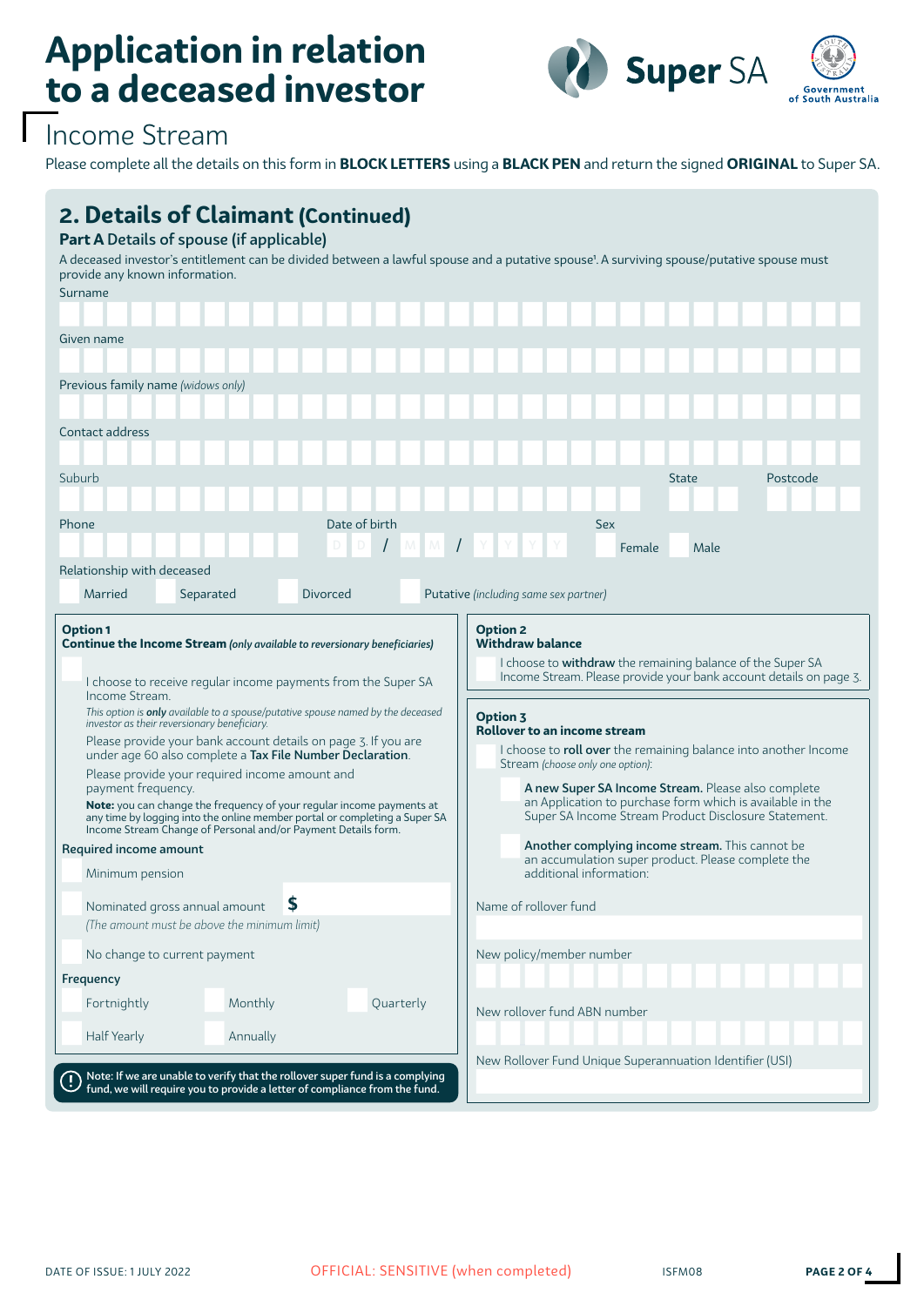# Application in relation to a deceased investor

## Income Stream

Please complete all the details on this form in **BLOCK LETTERS** using a **BLACK PEN** and return the signed **ORIGINAL** to Super SA.

## 2. Details of Claimant (Continued)

### Part A Details of spouse (if applicable)

A deceased investor's entitlement can be divided between a lawful spouse and a putative spouse[1]. A surviving spouse/putative spouse must provide any known information.

Surname

Given name

Previous family name *(widows only)*

Contact address

Suburb State Postcode

Phone Date of birth D D / M M / Y Y Y Y Sex ☐ Female ☐ Male

Relationship with deceased

☐ Married ☐ Separated ☐ Divorced ☐ Putative *(including same sex partner)*

**Option 1**
**Continue the Income Stream** *(only available to reversionary beneficiaries)*

☐ I choose to receive regular income payments from the Super SA Income Stream.

*This option is **only** available to a spouse/putative spouse named by the deceased investor as their reversionary beneficiary.*

Please provide your bank account details on page 3. If you are under age 60 also complete a **Tax File Number Declaration**.

Please provide your required income amount and payment frequency.

**Note:** you can change the frequency of your regular income payments at any time by logging into the online member portal or completing a Super SA Income Stream Change of Personal and/or Payment Details form.

**Required income amount**

☐ Minimum pension

☐ Nominated gross annual amount $

*(The amount must be above the minimum limit)*

☐ No change to current payment

**Frequency**

☐ Fortnightly ☐ Monthly ☐ Quarterly

☐ Half Yearly ☐ Annually

**Option 2**
**Withdraw balance**

☐ I choose to **withdraw** the remaining balance of the Super SA Income Stream. Please provide your bank account details on page 3.

**Option 3**
**Rollover to an income stream**

☐ I choose to **roll over** the remaining balance into another Income Stream *(choose only one option)*:

☐ **A new Super SA Income Stream.** Please also complete an Application to purchase form which is available in the Super SA Income Stream Product Disclosure Statement.

☐ **Another complying income stream.** This cannot be an accumulation super product. Please complete the additional information:

Name of rollover fund

New policy/member number

New rollover fund ABN number

New Rollover Fund Unique Superannuation Identifier (USI)

Note: If we are unable to verify that the rollover super fund is a complying fund, we will require you to provide a letter of compliance from the fund.

DATE OF ISSUE: 1 JULY 2022

OFFICIAL: SENSITIVE (when completed)

ISFM08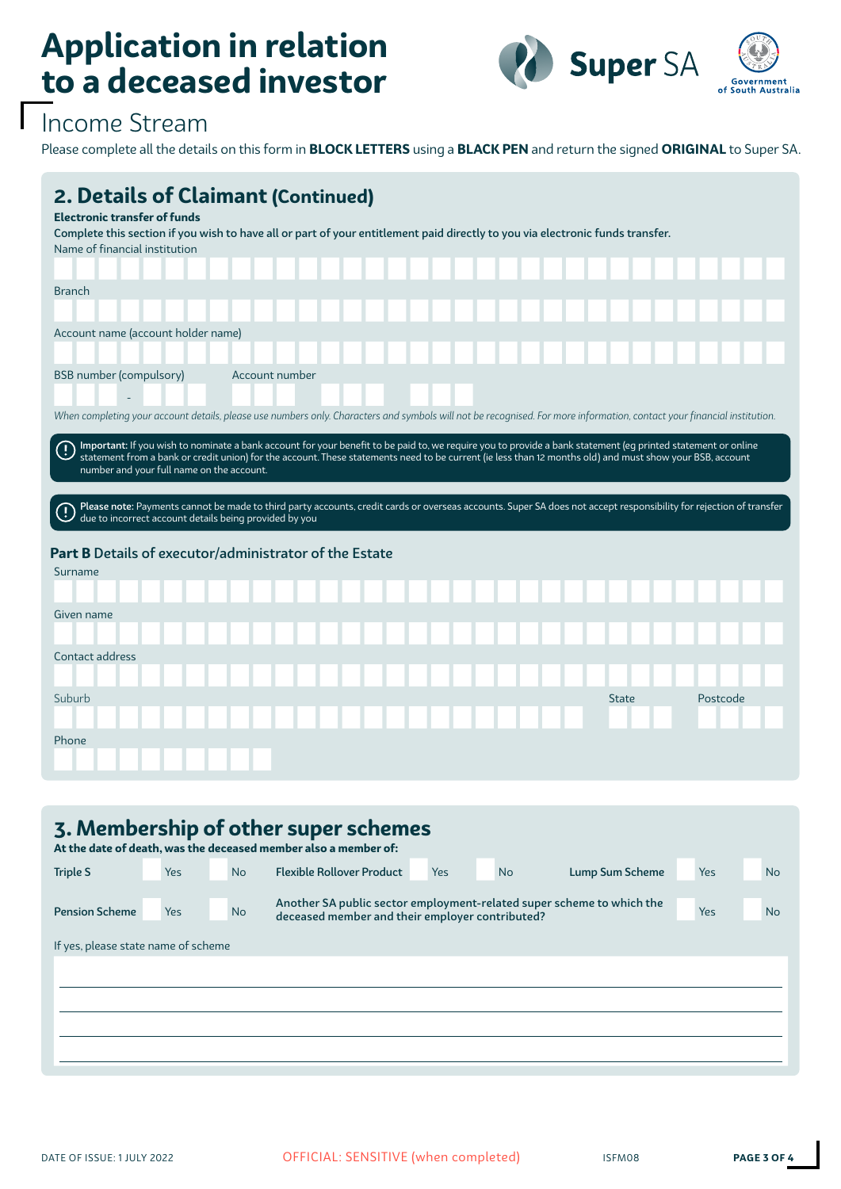# Application in relation to a deceased investor

Income Stream

Please complete all the details on this form in **BLOCK LETTERS** using a **BLACK PEN** and return the signed **ORIGINAL** to Super SA.

## 2. Details of Claimant (Continued)

**Electronic transfer of funds**

**Complete this section if you wish to have all or part of your entitlement paid directly to you via electronic funds transfer.**

Name of financial institution

Branch

Account name (account holder name)

BSB number (compulsory) -

Account number

*When completing your account details, please use numbers only. Characters and symbols will not be recognised. For more information, contact your financial institution.*

**Important:** If you wish to nominate a bank account for your benefit to be paid to, we require you to provide a bank statement (eg printed statement or online statement from a bank or credit union) for the account. These statements need to be current (ie less than 12 months old) and must show your BSB, account number and your full name on the account.

**Please note:** Payments cannot be made to third party accounts, credit cards or overseas accounts. Super SA does not accept responsibility for rejection of transfer due to incorrect account details being provided by you

### Part B Details of executor/administrator of the Estate

Surname

Given name

Contact address

Suburb

State

Postcode

Phone

## 3. Membership of other super schemes

**At the date of death, was the deceased member also a member of:**

**Triple S** ☐ Yes ☐ No

**Flexible Rollover Product** ☐ Yes ☐ No

**Lump Sum Scheme** ☐ Yes ☐ No

**Pension Scheme** ☐ Yes ☐ No

**Another SA public sector employment-related super scheme to which the deceased member and their employer contributed?** ☐ Yes ☐ No

If yes, please state name of scheme

OFFICIAL: SENSITIVE (when completed)

DATE OF ISSUE: 1 JULY 2022

ISFM08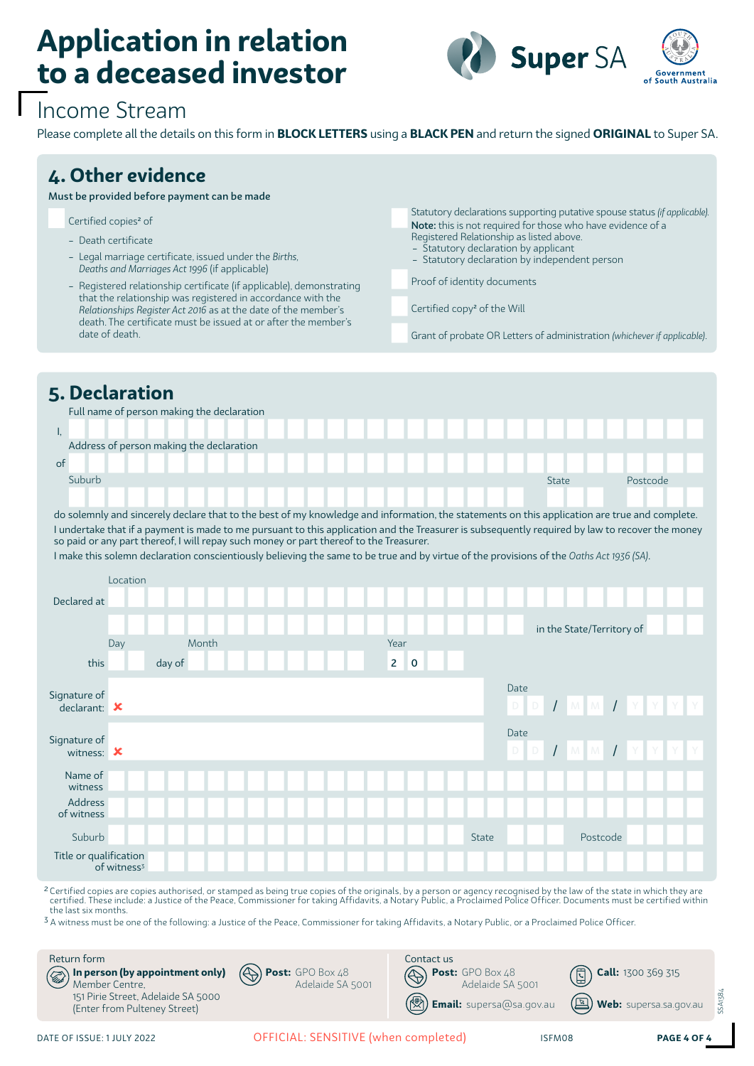# Application in relation to a deceased investor

## Income Stream

Please complete all the details on this form in **BLOCK LETTERS** using a **BLACK PEN** and return the signed **ORIGINAL** to Super SA.

## 4. Other evidence

**Must be provided before payment can be made**

- ☐ Certified copies[2] of
  - Death certificate
  - Legal marriage certificate, issued under the *Births, Deaths and Marriages Act 1996* (if applicable)
  - Registered relationship certificate (if applicable), demonstrating that the relationship was registered in accordance with the *Relationships Register Act 2016* as at the date of the member's death. The certificate must be issued at or after the member's date of death.
- ☐ Statutory declarations supporting putative spouse status *(if applicable)*.
  **Note:** this is not required for those who have evidence of a Registered Relationship as listed above.
  - Statutory declaration by applicant
  - Statutory declaration by independent person
- ☐ Proof of identity documents
- ☐ Certified copy[2] of the Will
- ☐ Grant of probate OR Letters of administration *(whichever if applicable)*.

## 5. Declaration

Full name of person making the declaration

I, ______________________________

Address of person making the declaration

of ______________________________

Suburb ______________________ State ________ Postcode ________

do solemnly and sincerely declare that to the best of my knowledge and information, the statements on this application are true and complete.

I undertake that if a payment is made to me pursuant to this application and the Treasurer is subsequently required by law to recover the money so paid or any part thereof, I will repay such money or part thereof to the Treasurer.

I make this solemn declaration conscientiously believing the same to be true and by virtue of the provisions of the *Oaths Act 1936 (SA)*.

Declared at (Location) ______________________________ in the State/Territory of ________

this (Day) ____ day of (Month) ______________ (Year) 20__

Signature of declarant: ✘ ______________________ Date DD / MM / YYYY

Signature of witness: ✘ ______________________ Date DD / MM / YYYY

Name of witness ______________________________

Address of witness ______________________________

Suburb ______________________ State ________ Postcode ________

Title or qualification of witness[3] ______________________________

[2] Certified copies are copies authorised, or stamped as being true copies of the originals, by a person or agency recognised by the law of the state in which they are certified. These include: a Justice of the Peace, Commissioner for taking Affidavits, a Notary Public, a Proclaimed Police Officer. Documents must be certified within the last six months.

[3] A witness must be one of the following: a Justice of the Peace, Commissioner for taking Affidavits, a Notary Public, or a Proclaimed Police Officer.

**Return form**

**In person (by appointment only)** Member Centre, 151 Pirie Street, Adelaide SA 5000 (Enter from Pulteney Street)

**Post:** GPO Box 48 Adelaide SA 5001

**Contact us**

**Post:** GPO Box 48 Adelaide SA 5001

**Call:** 1300 369 315

**Email:** supersa@sa.gov.au

**Web:** supersa.sa.gov.au

SSA1384

DATE OF ISSUE: 1 JULY 2022 | OFFICIAL: SENSITIVE (when completed) | ISFM08